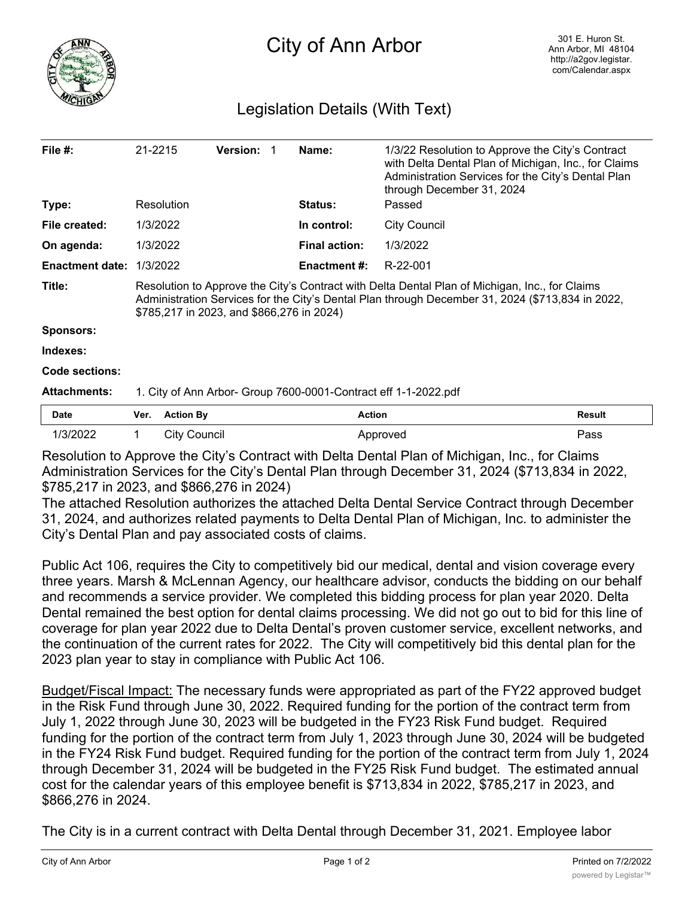# City of Ann Arbor

301 E. Huron St.
Ann Arbor, MI 48104
http://a2gov.legistar.com/Calendar.aspx

## Legislation Details (With Text)

| | | | |
|---|---|---|---|
| **File #:** | 21-2215 **Version:** 1 | **Name:** | 1/3/22 Resolution to Approve the City's Contract with Delta Dental Plan of Michigan, Inc., for Claims Administration Services for the City's Dental Plan through December 31, 2024 |
| **Type:** | Resolution | **Status:** | Passed |
| **File created:** | 1/3/2022 | **In control:** | City Council |
| **On agenda:** | 1/3/2022 | **Final action:** | 1/3/2022 |
| **Enactment date:** | 1/3/2022 | **Enactment #:** | R-22-001 |

**Title:** Resolution to Approve the City's Contract with Delta Dental Plan of Michigan, Inc., for Claims Administration Services for the City's Dental Plan through December 31, 2024 ($713,834 in 2022, $785,217 in 2023, and $866,276 in 2024)

**Sponsors:**

**Indexes:**

**Code sections:**

**Attachments:** 1. City of Ann Arbor- Group 7600-0001-Contract eff 1-1-2022.pdf

| Date | Ver. | Action By | Action | Result |
|---|---|---|---|---|
| 1/3/2022 | 1 | City Council | Approved | Pass |

Resolution to Approve the City's Contract with Delta Dental Plan of Michigan, Inc., for Claims Administration Services for the City's Dental Plan through December 31, 2024 ($713,834 in 2022, $785,217 in 2023, and $866,276 in 2024)

The attached Resolution authorizes the attached Delta Dental Service Contract through December 31, 2024, and authorizes related payments to Delta Dental Plan of Michigan, Inc. to administer the City's Dental Plan and pay associated costs of claims.

Public Act 106, requires the City to competitively bid our medical, dental and vision coverage every three years. Marsh & McLennan Agency, our healthcare advisor, conducts the bidding on our behalf and recommends a service provider. We completed this bidding process for plan year 2020. Delta Dental remained the best option for dental claims processing. We did not go out to bid for this line of coverage for plan year 2022 due to Delta Dental's proven customer service, excellent networks, and the continuation of the current rates for 2022. The City will competitively bid this dental plan for the 2023 plan year to stay in compliance with Public Act 106.

Budget/Fiscal Impact: The necessary funds were appropriated as part of the FY22 approved budget in the Risk Fund through June 30, 2022. Required funding for the portion of the contract term from July 1, 2022 through June 30, 2023 will be budgeted in the FY23 Risk Fund budget. Required funding for the portion of the contract term from July 1, 2023 through June 30, 2024 will be budgeted in the FY24 Risk Fund budget. Required funding for the portion of the contract term from July 1, 2024 through December 31, 2024 will be budgeted in the FY25 Risk Fund budget. The estimated annual cost for the calendar years of this employee benefit is $713,834 in 2022, $785,217 in 2023, and $866,276 in 2024.

The City is in a current contract with Delta Dental through December 31, 2021. Employee labor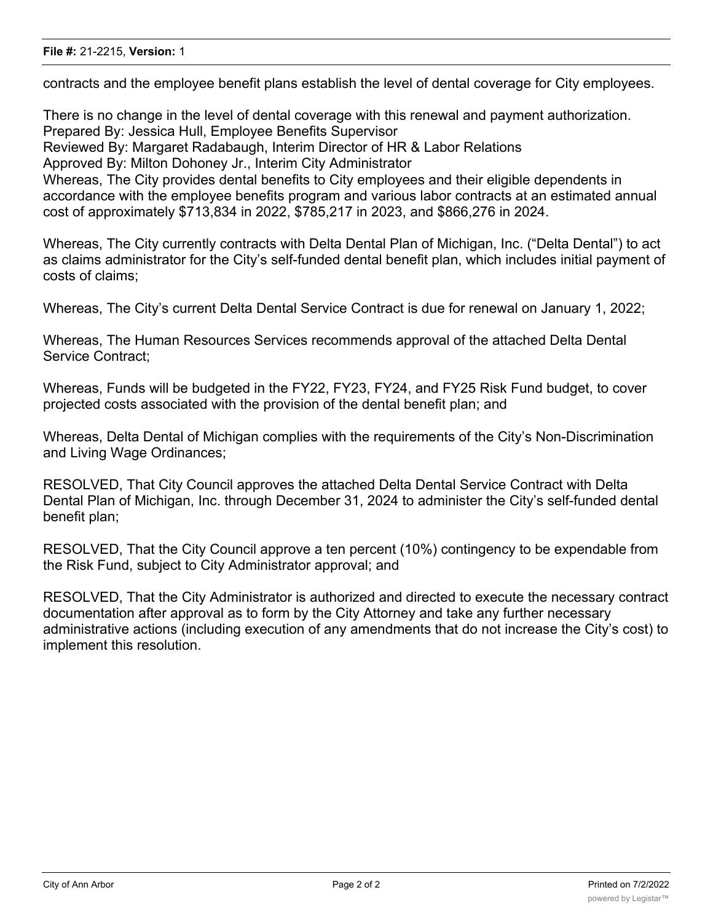contracts and the employee benefit plans establish the level of dental coverage for City employees.

There is no change in the level of dental coverage with this renewal and payment authorization.
Prepared By: Jessica Hull, Employee Benefits Supervisor
Reviewed By: Margaret Radabaugh, Interim Director of HR & Labor Relations
Approved By: Milton Dohoney Jr., Interim City Administrator
Whereas, The City provides dental benefits to City employees and their eligible dependents in accordance with the employee benefits program and various labor contracts at an estimated annual cost of approximately $713,834 in 2022, $785,217 in 2023, and $866,276 in 2024.

Whereas, The City currently contracts with Delta Dental Plan of Michigan, Inc. ("Delta Dental") to act as claims administrator for the City's self-funded dental benefit plan, which includes initial payment of costs of claims;

Whereas, The City's current Delta Dental Service Contract is due for renewal on January 1, 2022;

Whereas, The Human Resources Services recommends approval of the attached Delta Dental Service Contract;

Whereas, Funds will be budgeted in the FY22, FY23, FY24, and FY25 Risk Fund budget, to cover projected costs associated with the provision of the dental benefit plan; and

Whereas, Delta Dental of Michigan complies with the requirements of the City's Non-Discrimination and Living Wage Ordinances;

RESOLVED, That City Council approves the attached Delta Dental Service Contract with Delta Dental Plan of Michigan, Inc. through December 31, 2024 to administer the City's self-funded dental benefit plan;

RESOLVED, That the City Council approve a ten percent (10%) contingency to be expendable from the Risk Fund, subject to City Administrator approval; and

RESOLVED, That the City Administrator is authorized and directed to execute the necessary contract documentation after approval as to form by the City Attorney and take any further necessary administrative actions (including execution of any amendments that do not increase the City's cost) to implement this resolution.